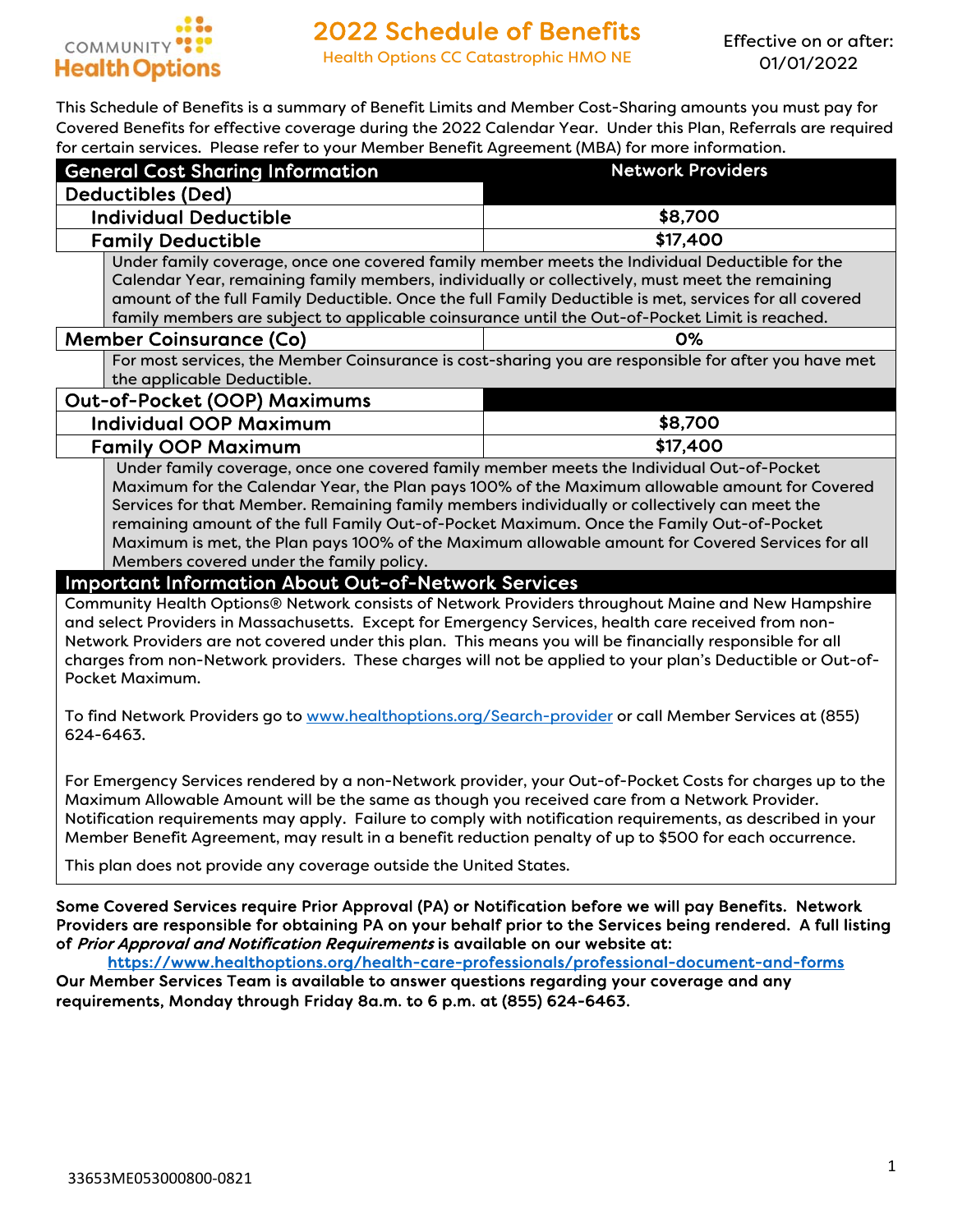COMMUNITY Health Options

# 2022 Schedule of Benefits

Health Options CC Catastrophic HMO NE

Effective on or after: 01/01/2022

This Schedule of Benefits is a summary of Benefit Limits and Member Cost-Sharing amounts you must pay for Covered Benefits for effective coverage during the 2022 Calendar Year. Under this Plan, Referrals are required for certain services. Please refer to your Member Benefit Agreement (MBA) for more information.

| General Cost Sharing Information | Network Providers |
|---|---|
| **Deductibles (Ded)** | |
| **Individual Deductible** | **$8,700** |
| **Family Deductible** | **$17,400** |
| Under family coverage, once one covered family member meets the Individual Deductible for the Calendar Year, remaining family members, individually or collectively, must meet the remaining amount of the full Family Deductible. Once the full Family Deductible is met, services for all covered family members are subject to applicable coinsurance until the Out-of-Pocket Limit is reached. | |
| **Member Coinsurance (Co)** | **0%** |
| For most services, the Member Coinsurance is cost-sharing you are responsible for after you have met the applicable Deductible. | |
| **Out-of-Pocket (OOP) Maximums** | |
| **Individual OOP Maximum** | **$8,700** |
| **Family OOP Maximum** | **$17,400** |
| Under family coverage, once one covered family member meets the Individual Out-of-Pocket Maximum for the Calendar Year, the Plan pays 100% of the Maximum allowable amount for Covered Services for that Member. Remaining family members individually or collectively can meet the remaining amount of the full Family Out-of-Pocket Maximum. Once the Family Out-of-Pocket Maximum is met, the Plan pays 100% of the Maximum allowable amount for Covered Services for all Members covered under the family policy. | |

## Important Information About Out-of-Network Services

Community Health Options® Network consists of Network Providers throughout Maine and New Hampshire and select Providers in Massachusetts. Except for Emergency Services, health care received from non-Network Providers are not covered under this plan. This means you will be financially responsible for all charges from non-Network providers. These charges will not be applied to your plan's Deductible or Out-of-Pocket Maximum.

To find Network Providers go to www.healthoptions.org/Search-provider or call Member Services at (855) 624-6463.

For Emergency Services rendered by a non-Network provider, your Out-of-Pocket Costs for charges up to the Maximum Allowable Amount will be the same as though you received care from a Network Provider. Notification requirements may apply. Failure to comply with notification requirements, as described in your Member Benefit Agreement, may result in a benefit reduction penalty of up to $500 for each occurrence.

This plan does not provide any coverage outside the United States.

**Some Covered Services require Prior Approval (PA) or Notification before we will pay Benefits. Network Providers are responsible for obtaining PA on your behalf prior to the Services being rendered. A full listing of *Prior Approval and Notification Requirements* is available on our website at:**

**https://www.healthoptions.org/health-care-professionals/professional-document-and-forms**

**Our Member Services Team is available to answer questions regarding your coverage and any requirements, Monday through Friday 8a.m. to 6 p.m. at (855) 624-6463.**

33653ME053000800-0821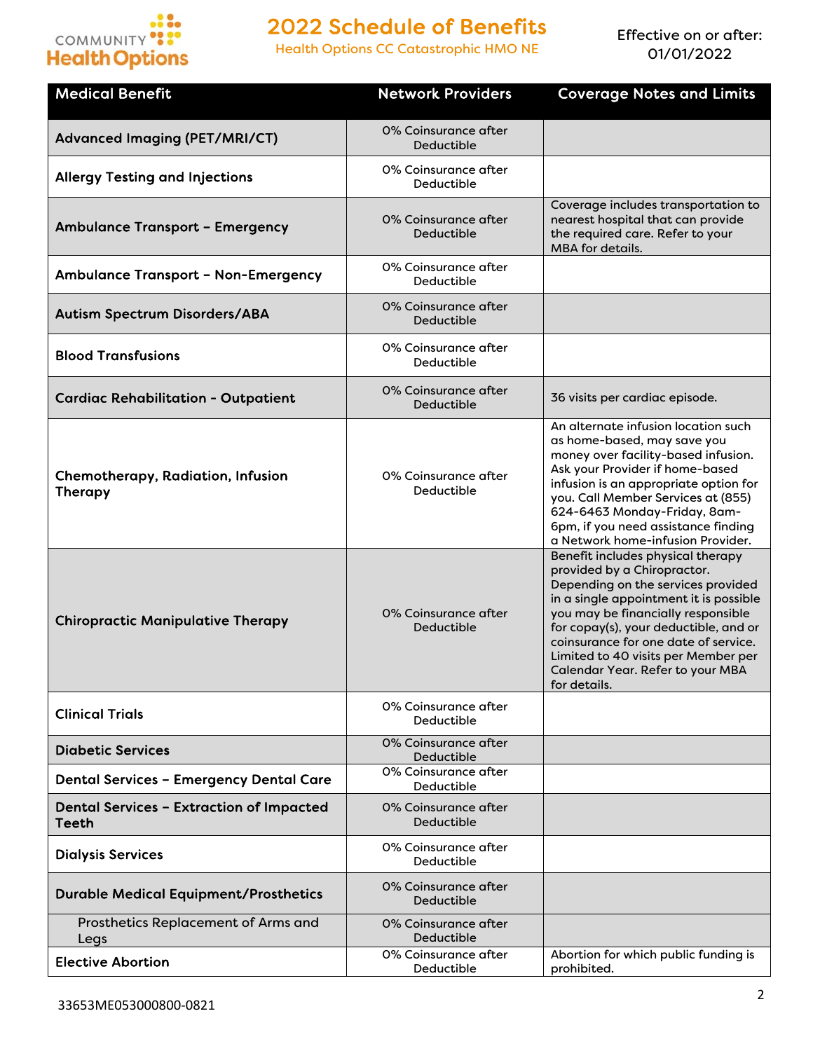# 2022 Schedule of Benefits

Health Options CC Catastrophic HMO NE

Effective on or after: 01/01/2022

| Medical Benefit | Network Providers | Coverage Notes and Limits |
|---|---|---|
| **Advanced Imaging (PET/MRI/CT)** | 0% Coinsurance after Deductible | |
| **Allergy Testing and Injections** | 0% Coinsurance after Deductible | |
| **Ambulance Transport – Emergency** | 0% Coinsurance after Deductible | Coverage includes transportation to nearest hospital that can provide the required care. Refer to your MBA for details. |
| **Ambulance Transport – Non-Emergency** | 0% Coinsurance after Deductible | |
| **Autism Spectrum Disorders/ABA** | 0% Coinsurance after Deductible | |
| **Blood Transfusions** | 0% Coinsurance after Deductible | |
| **Cardiac Rehabilitation - Outpatient** | 0% Coinsurance after Deductible | 36 visits per cardiac episode. |
| **Chemotherapy, Radiation, Infusion Therapy** | 0% Coinsurance after Deductible | An alternate infusion location such as home-based, may save you money over facility-based infusion. Ask your Provider if home-based infusion is an appropriate option for you. Call Member Services at (855) 624-6463 Monday-Friday, 8am-6pm, if you need assistance finding a Network home-infusion Provider. |
| **Chiropractic Manipulative Therapy** | 0% Coinsurance after Deductible | Benefit includes physical therapy provided by a Chiropractor. Depending on the services provided in a single appointment it is possible you may be financially responsible for copay(s), your deductible, and or coinsurance for one date of service. Limited to 40 visits per Member per Calendar Year. Refer to your MBA for details. |
| **Clinical Trials** | 0% Coinsurance after Deductible | |
| **Diabetic Services** | 0% Coinsurance after Deductible | |
| **Dental Services – Emergency Dental Care** | 0% Coinsurance after Deductible | |
| **Dental Services – Extraction of Impacted Teeth** | 0% Coinsurance after Deductible | |
| **Dialysis Services** | 0% Coinsurance after Deductible | |
| **Durable Medical Equipment/Prosthetics** | 0% Coinsurance after Deductible | |
| Prosthetics Replacement of Arms and Legs | 0% Coinsurance after Deductible | |
| **Elective Abortion** | 0% Coinsurance after Deductible | Abortion for which public funding is prohibited. |

33653ME053000800-0821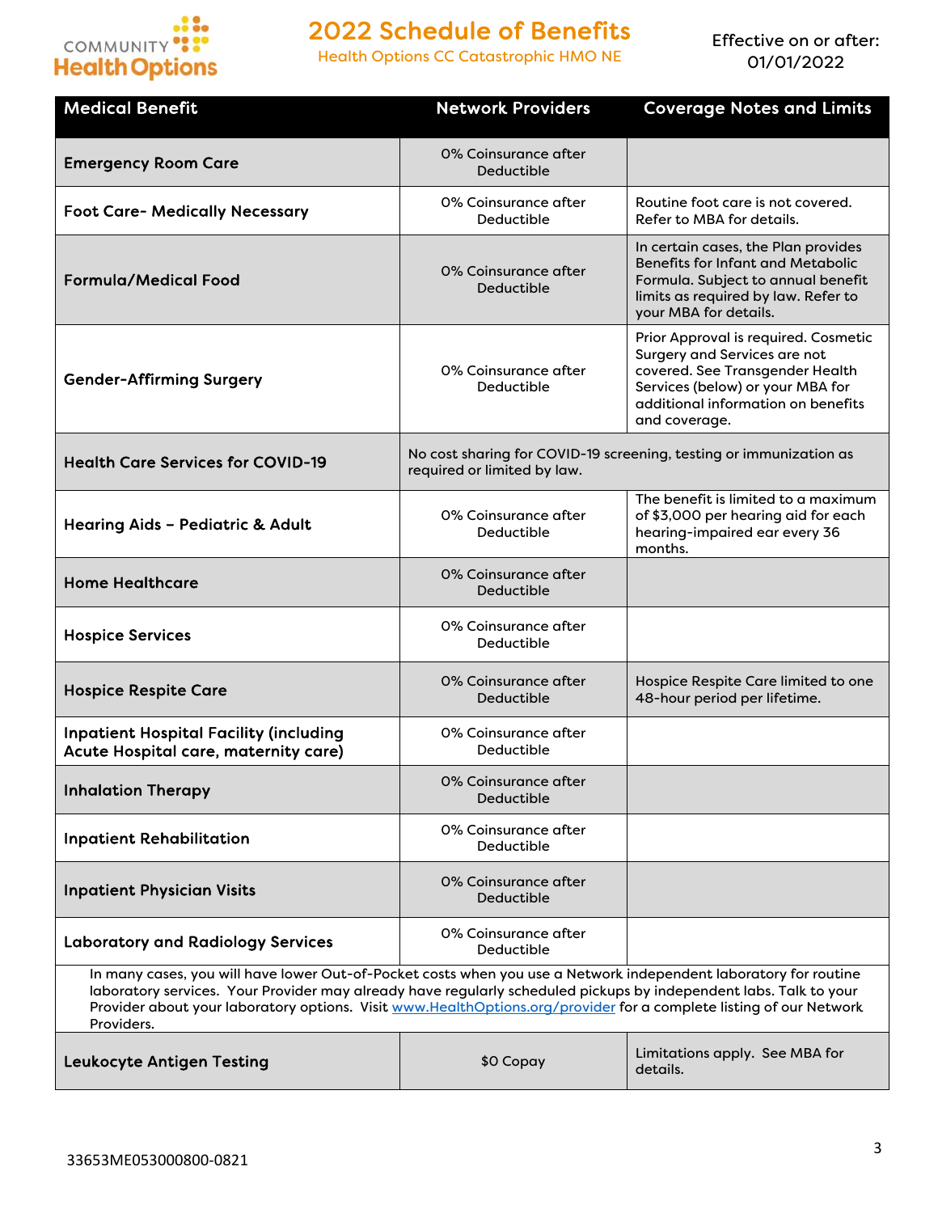# 2022 Schedule of Benefits

Health Options CC Catastrophic HMO NE

Effective on or after: 01/01/2022

| Medical Benefit | Network Providers | Coverage Notes and Limits |
|---|---|---|
| **Emergency Room Care** | 0% Coinsurance after Deductible | |
| **Foot Care- Medically Necessary** | 0% Coinsurance after Deductible | Routine foot care is not covered. Refer to MBA for details. |
| **Formula/Medical Food** | 0% Coinsurance after Deductible | In certain cases, the Plan provides Benefits for Infant and Metabolic Formula. Subject to annual benefit limits as required by law. Refer to your MBA for details. |
| **Gender-Affirming Surgery** | 0% Coinsurance after Deductible | Prior Approval is required. Cosmetic Surgery and Services are not covered. See Transgender Health Services (below) or your MBA for additional information on benefits and coverage. |
| **Health Care Services for COVID-19** | No cost sharing for COVID-19 screening, testing or immunization as required or limited by law. | |
| **Hearing Aids – Pediatric & Adult** | 0% Coinsurance after Deductible | The benefit is limited to a maximum of $3,000 per hearing aid for each hearing-impaired ear every 36 months. |
| **Home Healthcare** | 0% Coinsurance after Deductible | |
| **Hospice Services** | 0% Coinsurance after Deductible | |
| **Hospice Respite Care** | 0% Coinsurance after Deductible | Hospice Respite Care limited to one 48-hour period per lifetime. |
| **Inpatient Hospital Facility (including Acute Hospital care, maternity care)** | 0% Coinsurance after Deductible | |
| **Inhalation Therapy** | 0% Coinsurance after Deductible | |
| **Inpatient Rehabilitation** | 0% Coinsurance after Deductible | |
| **Inpatient Physician Visits** | 0% Coinsurance after Deductible | |
| **Laboratory and Radiology Services** | 0% Coinsurance after Deductible | |
| In many cases, you will have lower Out-of-Pocket costs when you use a Network independent laboratory for routine laboratory services. Your Provider may already have regularly scheduled pickups by independent labs. Talk to your Provider about your laboratory options. Visit [www.HealthOptions.org/provider](www.HealthOptions.org/provider) for a complete listing of our Network Providers. | | |
| **Leukocyte Antigen Testing** | $0 Copay | Limitations apply. See MBA for details. |

33653ME053000800-0821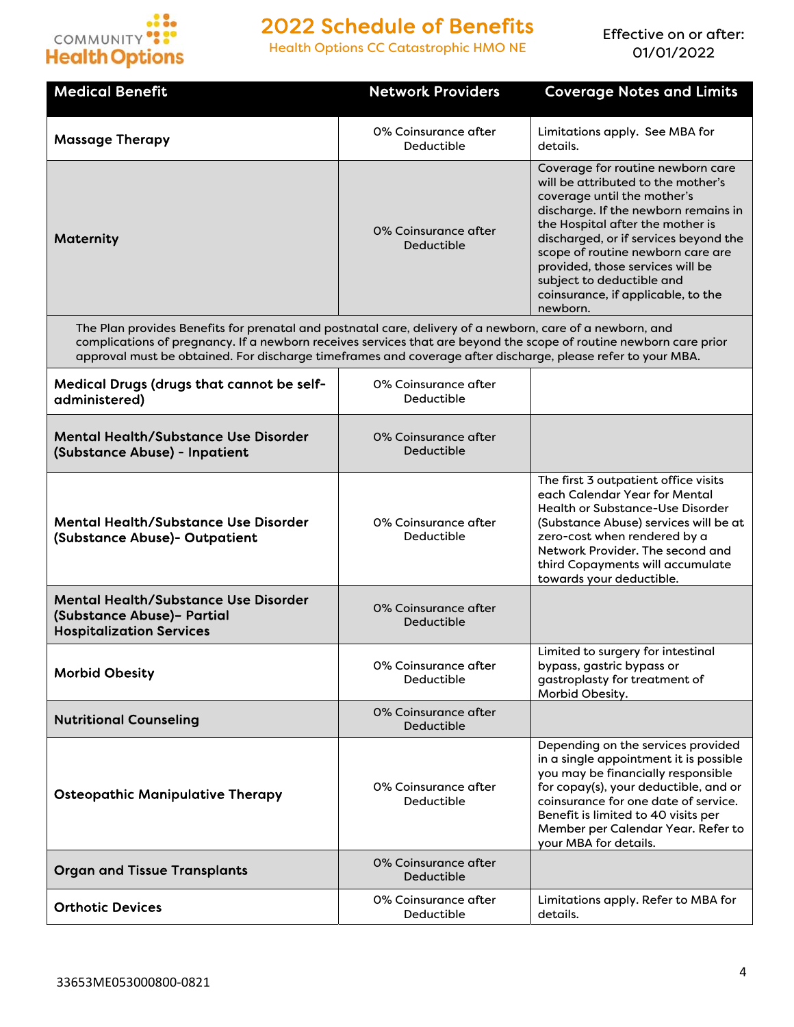# 2022 Schedule of Benefits

Health Options CC Catastrophic HMO NE

Effective on or after: 01/01/2022

| Medical Benefit | Network Providers | Coverage Notes and Limits |
|---|---|---|
| **Massage Therapy** | 0% Coinsurance after Deductible | Limitations apply. See MBA for details. |
| **Maternity** | 0% Coinsurance after Deductible | Coverage for routine newborn care will be attributed to the mother's coverage until the mother's discharge. If the newborn remains in the Hospital after the mother is discharged, or if services beyond the scope of routine newborn care are provided, those services will be subject to deductible and coinsurance, if applicable, to the newborn. |
| The Plan provides Benefits for prenatal and postnatal care, delivery of a newborn, care of a newborn, and complications of pregnancy. If a newborn receives services that are beyond the scope of routine newborn care prior approval must be obtained. For discharge timeframes and coverage after discharge, please refer to your MBA. | | |
| **Medical Drugs (drugs that cannot be self-administered)** | 0% Coinsurance after Deductible | |
| **Mental Health/Substance Use Disorder (Substance Abuse) - Inpatient** | 0% Coinsurance after Deductible | |
| **Mental Health/Substance Use Disorder (Substance Abuse)- Outpatient** | 0% Coinsurance after Deductible | The first 3 outpatient office visits each Calendar Year for Mental Health or Substance-Use Disorder (Substance Abuse) services will be at zero-cost when rendered by a Network Provider. The second and third Copayments will accumulate towards your deductible. |
| **Mental Health/Substance Use Disorder (Substance Abuse)– Partial Hospitalization Services** | 0% Coinsurance after Deductible | |
| **Morbid Obesity** | 0% Coinsurance after Deductible | Limited to surgery for intestinal bypass, gastric bypass or gastroplasty for treatment of Morbid Obesity. |
| **Nutritional Counseling** | 0% Coinsurance after Deductible | |
| **Osteopathic Manipulative Therapy** | 0% Coinsurance after Deductible | Depending on the services provided in a single appointment it is possible you may be financially responsible for copay(s), your deductible, and or coinsurance for one date of service. Benefit is limited to 40 visits per Member per Calendar Year. Refer to your MBA for details. |
| **Organ and Tissue Transplants** | 0% Coinsurance after Deductible | |
| **Orthotic Devices** | 0% Coinsurance after Deductible | Limitations apply. Refer to MBA for details. |

33653ME053000800-0821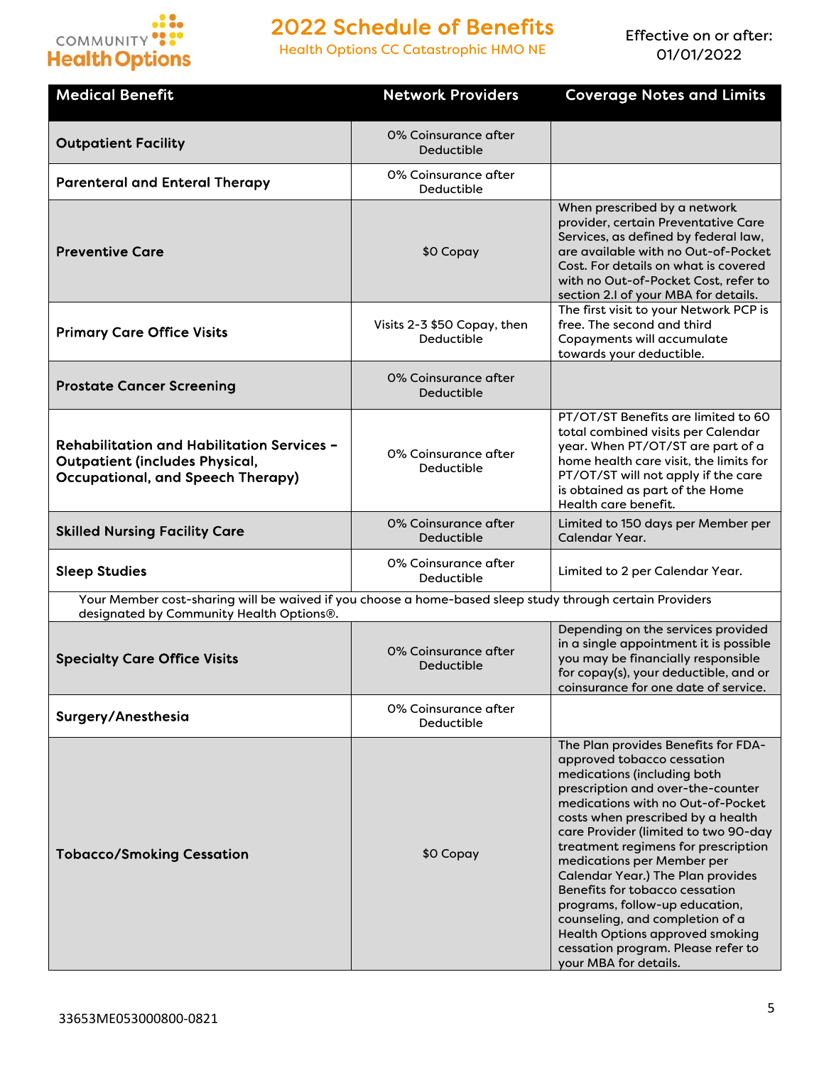# 2022 Schedule of Benefits

Health Options CC Catastrophic HMO NE

Effective on or after: 01/01/2022

| Medical Benefit | Network Providers | Coverage Notes and Limits |
|---|---|---|
| **Outpatient Facility** | 0% Coinsurance after Deductible | |
| **Parenteral and Enteral Therapy** | 0% Coinsurance after Deductible | |
| **Preventive Care** | $0 Copay | When prescribed by a network provider, certain Preventative Care Services, as defined by federal law, are available with no Out-of-Pocket Cost. For details on what is covered with no Out-of-Pocket Cost, refer to section 2.I of your MBA for details. |
| **Primary Care Office Visits** | Visits 2-3 $50 Copay, then Deductible | The first visit to your Network PCP is free. The second and third Copayments will accumulate towards your deductible. |
| **Prostate Cancer Screening** | 0% Coinsurance after Deductible | |
| **Rehabilitation and Habilitation Services - Outpatient (includes Physical, Occupational, and Speech Therapy)** | 0% Coinsurance after Deductible | PT/OT/ST Benefits are limited to 60 total combined visits per Calendar year. When PT/OT/ST are part of a home health care visit, the limits for PT/OT/ST will not apply if the care is obtained as part of the Home Health care benefit. |
| **Skilled Nursing Facility Care** | 0% Coinsurance after Deductible | Limited to 150 days per Member per Calendar Year. |
| **Sleep Studies** | 0% Coinsurance after Deductible | Limited to 2 per Calendar Year. |
| Your Member cost-sharing will be waived if you choose a home-based sleep study through certain Providers designated by Community Health Options®. | | |
| **Specialty Care Office Visits** | 0% Coinsurance after Deductible | Depending on the services provided in a single appointment it is possible you may be financially responsible for copay(s), your deductible, and or coinsurance for one date of service. |
| **Surgery/Anesthesia** | 0% Coinsurance after Deductible | |
| **Tobacco/Smoking Cessation** | $0 Copay | The Plan provides Benefits for FDA-approved tobacco cessation medications (including both prescription and over-the-counter medications with no Out-of-Pocket costs when prescribed by a health care Provider (limited to two 90-day treatment regimens for prescription medications per Member per Calendar Year.) The Plan provides Benefits for tobacco cessation programs, follow-up education, counseling, and completion of a Health Options approved smoking cessation program. Please refer to your MBA for details. |

33653ME053000800-0821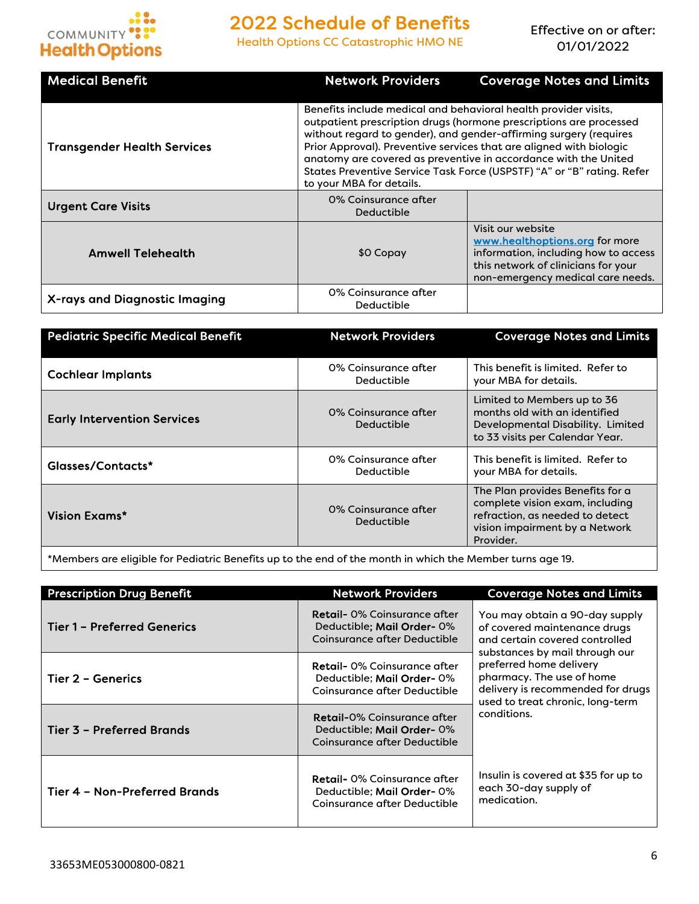# 2022 Schedule of Benefits

Health Options CC Catastrophic HMO NE

Effective on or after: 01/01/2022

| Medical Benefit | Network Providers | Coverage Notes and Limits |
|---|---|---|
| Transgender Health Services | Benefits include medical and behavioral health provider visits, outpatient prescription drugs (hormone prescriptions are processed without regard to gender), and gender-affirming surgery (requires Prior Approval). Preventive services that are aligned with biologic anatomy are covered as preventive in accordance with the United States Preventive Service Task Force (USPSTF) "A" or "B" rating. Refer to your MBA for details. | |
| Urgent Care Visits | 0% Coinsurance after Deductible | |
| Amwell Telehealth | $0 Copay | Visit our website www.healthoptions.org for more information, including how to access this network of clinicians for your non-emergency medical care needs. |
| X-rays and Diagnostic Imaging | 0% Coinsurance after Deductible | |

| Pediatric Specific Medical Benefit | Network Providers | Coverage Notes and Limits |
|---|---|---|
| Cochlear Implants | 0% Coinsurance after Deductible | This benefit is limited. Refer to your MBA for details. |
| Early Intervention Services | 0% Coinsurance after Deductible | Limited to Members up to 36 months old with an identified Developmental Disability. Limited to 33 visits per Calendar Year. |
| Glasses/Contacts* | 0% Coinsurance after Deductible | This benefit is limited. Refer to your MBA for details. |
| Vision Exams* | 0% Coinsurance after Deductible | The Plan provides Benefits for a complete vision exam, including refraction, as needed to detect vision impairment by a Network Provider. |

*Members are eligible for Pediatric Benefits up to the end of the month in which the Member turns age 19.

| Prescription Drug Benefit | Network Providers | Coverage Notes and Limits |
|---|---|---|
| Tier 1 – Preferred Generics | **Retail**- 0% Coinsurance after Deductible; **Mail Order**- 0% Coinsurance after Deductible | You may obtain a 90-day supply of covered maintenance drugs and certain covered controlled substances by mail through our preferred home delivery pharmacy. The use of home delivery is recommended for drugs used to treat chronic, long-term conditions. |
| Tier 2 – Generics | **Retail**- 0% Coinsurance after Deductible; **Mail Order**- 0% Coinsurance after Deductible | |
| Tier 3 – Preferred Brands | **Retail**-0% Coinsurance after Deductible; **Mail Order**- 0% Coinsurance after Deductible | |
| Tier 4 – Non-Preferred Brands | **Retail**- 0% Coinsurance after Deductible; **Mail Order**- 0% Coinsurance after Deductible | Insulin is covered at $35 for up to each 30-day supply of medication. |

33653ME053000800-0821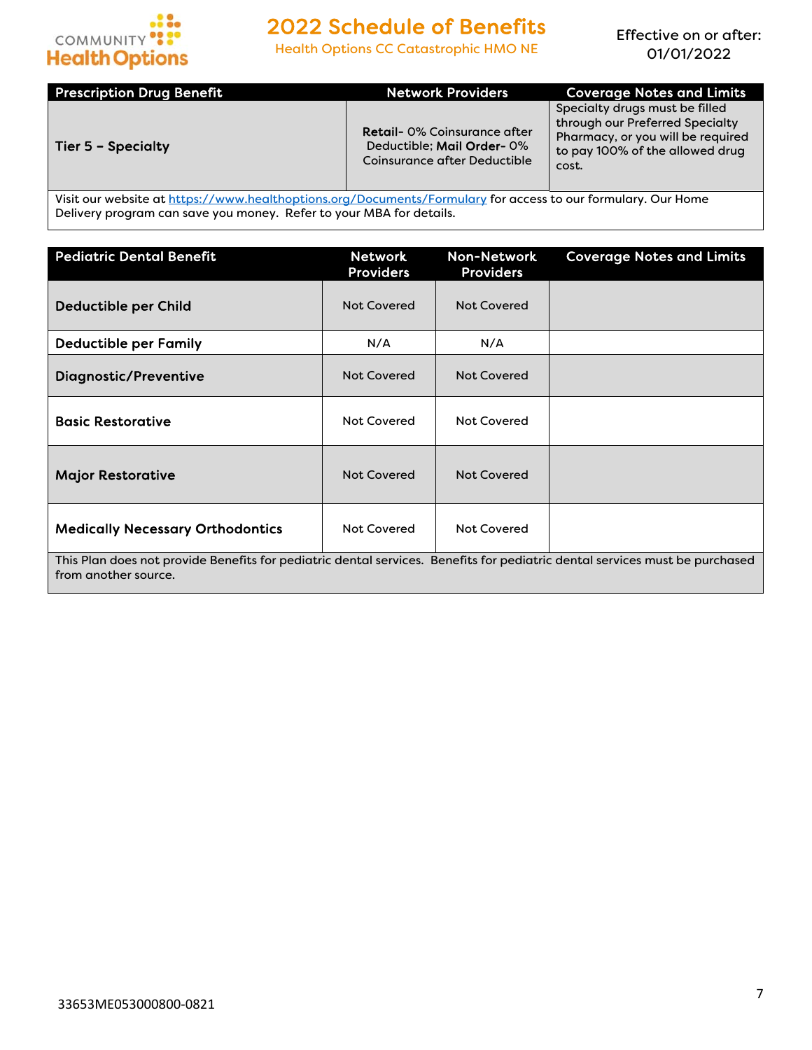# 2022 Schedule of Benefits

Health Options CC Catastrophic HMO NE

Effective on or after: 01/01/2022

| Prescription Drug Benefit | Network Providers | Coverage Notes and Limits |
|---|---|---|
| Tier 5 – Specialty | **Retail**- 0% Coinsurance after Deductible; **Mail Order**- 0% Coinsurance after Deductible | Specialty drugs must be filled through our Preferred Specialty Pharmacy, or you will be required to pay 100% of the allowed drug cost. |

Visit our website at https://www.healthoptions.org/Documents/Formulary for access to our formulary. Our Home Delivery program can save you money. Refer to your MBA for details.

| Pediatric Dental Benefit | Network Providers | Non-Network Providers | Coverage Notes and Limits |
|---|---|---|---|
| Deductible per Child | Not Covered | Not Covered | |
| Deductible per Family | N/A | N/A | |
| Diagnostic/Preventive | Not Covered | Not Covered | |
| Basic Restorative | Not Covered | Not Covered | |
| Major Restorative | Not Covered | Not Covered | |
| Medically Necessary Orthodontics | Not Covered | Not Covered | |

This Plan does not provide Benefits for pediatric dental services. Benefits for pediatric dental services must be purchased from another source.

33653ME053000800-0821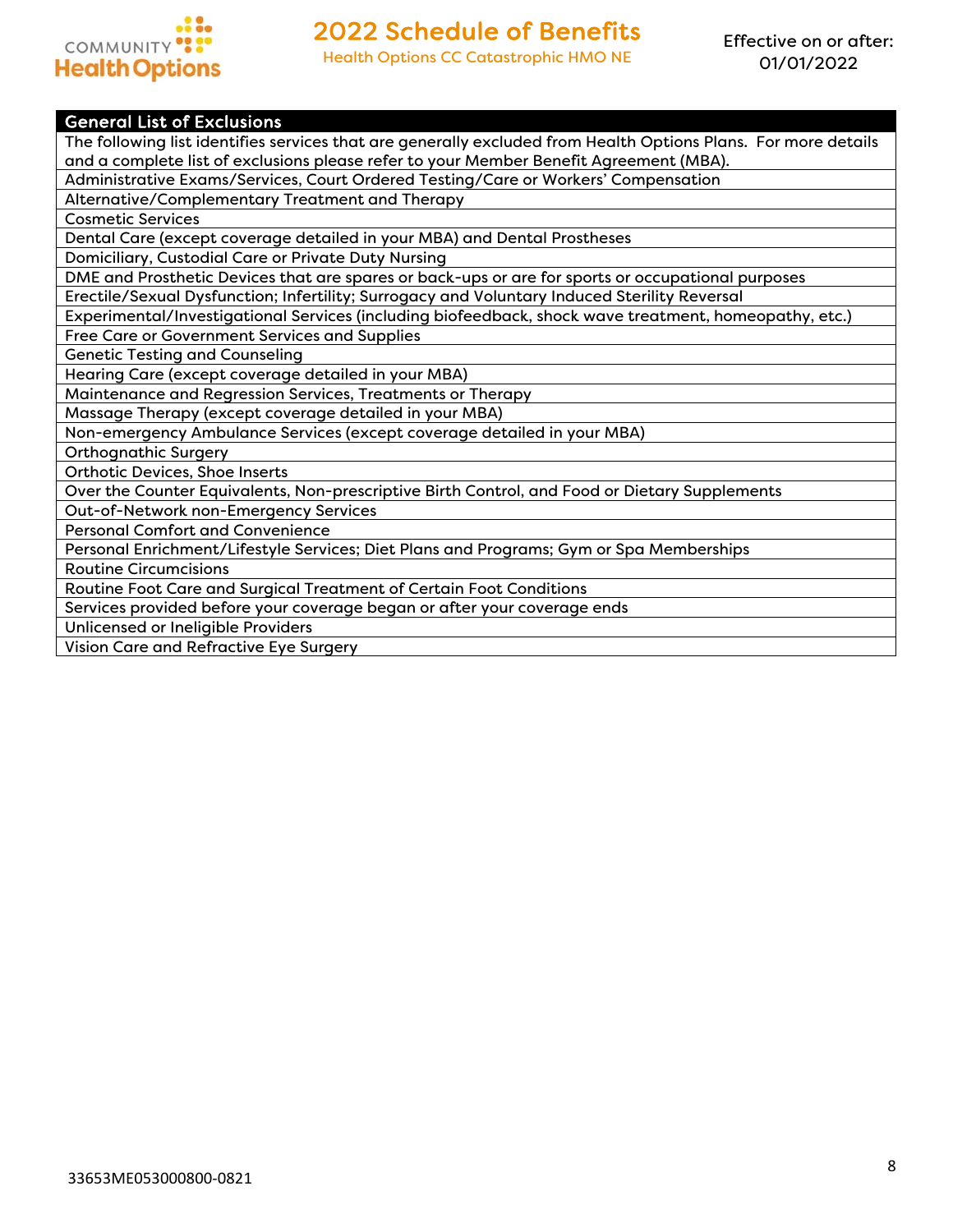| General List of Exclusions |
|---|
| The following list identifies services that are generally excluded from Health Options Plans. For more details and a complete list of exclusions please refer to your Member Benefit Agreement (MBA). |
| Administrative Exams/Services, Court Ordered Testing/Care or Workers' Compensation |
| Alternative/Complementary Treatment and Therapy |
| Cosmetic Services |
| Dental Care (except coverage detailed in your MBA) and Dental Prostheses |
| Domiciliary, Custodial Care or Private Duty Nursing |
| DME and Prosthetic Devices that are spares or back-ups or are for sports or occupational purposes |
| Erectile/Sexual Dysfunction; Infertility; Surrogacy and Voluntary Induced Sterility Reversal |
| Experimental/Investigational Services (including biofeedback, shock wave treatment, homeopathy, etc.) |
| Free Care or Government Services and Supplies |
| Genetic Testing and Counseling |
| Hearing Care (except coverage detailed in your MBA) |
| Maintenance and Regression Services, Treatments or Therapy |
| Massage Therapy (except coverage detailed in your MBA) |
| Non-emergency Ambulance Services (except coverage detailed in your MBA) |
| Orthognathic Surgery |
| Orthotic Devices, Shoe Inserts |
| Over the Counter Equivalents, Non-prescriptive Birth Control, and Food or Dietary Supplements |
| Out-of-Network non-Emergency Services |
| Personal Comfort and Convenience |
| Personal Enrichment/Lifestyle Services; Diet Plans and Programs; Gym or Spa Memberships |
| Routine Circumcisions |
| Routine Foot Care and Surgical Treatment of Certain Foot Conditions |
| Services provided before your coverage began or after your coverage ends |
| Unlicensed or Ineligible Providers |
| Vision Care and Refractive Eye Surgery |